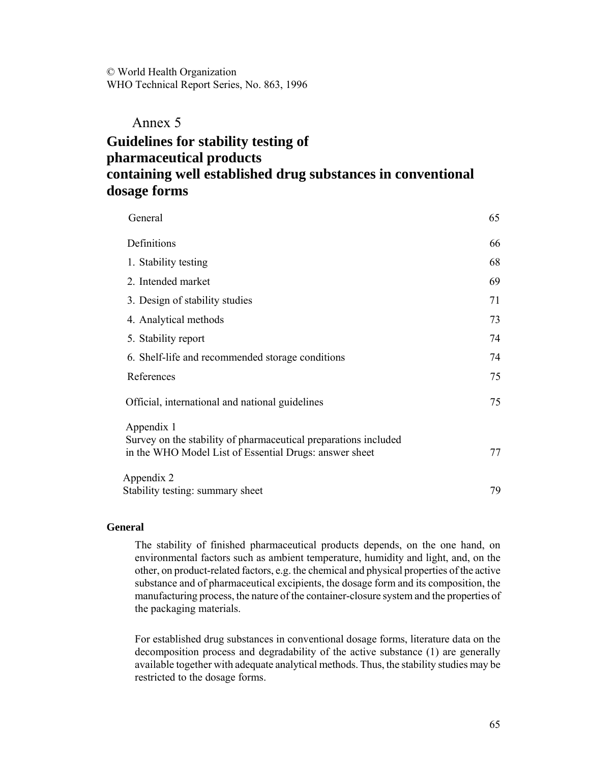© World Health Organization
WHO Technical Report Series, No. 863, 1996

# Annex 5

# Guidelines for stability testing of pharmaceutical products containing well established drug substances in conventional dosage forms

| | |
|---|---|
| General | 65 |
| Definitions | 66 |
| 1. Stability testing | 68 |
| 2. Intended market | 69 |
| 3. Design of stability studies | 71 |
| 4. Analytical methods | 73 |
| 5. Stability report | 74 |
| 6. Shelf-life and recommended storage conditions | 74 |
| References | 75 |
| Official, international and national guidelines | 75 |
| Appendix 1<br>Survey on the stability of pharmaceutical preparations included in the WHO Model List of Essential Drugs: answer sheet | 77 |
| Appendix 2<br>Stability testing: summary sheet | 79 |

## General

The stability of finished pharmaceutical products depends, on the one hand, on environmental factors such as ambient temperature, humidity and light, and, on the other, on product-related factors, e.g. the chemical and physical properties of the active substance and of pharmaceutical excipients, the dosage form and its composition, the manufacturing process, the nature of the container-closure system and the properties of the packaging materials.

For established drug substances in conventional dosage forms, literature data on the decomposition process and degradability of the active substance (1) are generally available together with adequate analytical methods. Thus, the stability studies may be restricted to the dosage forms.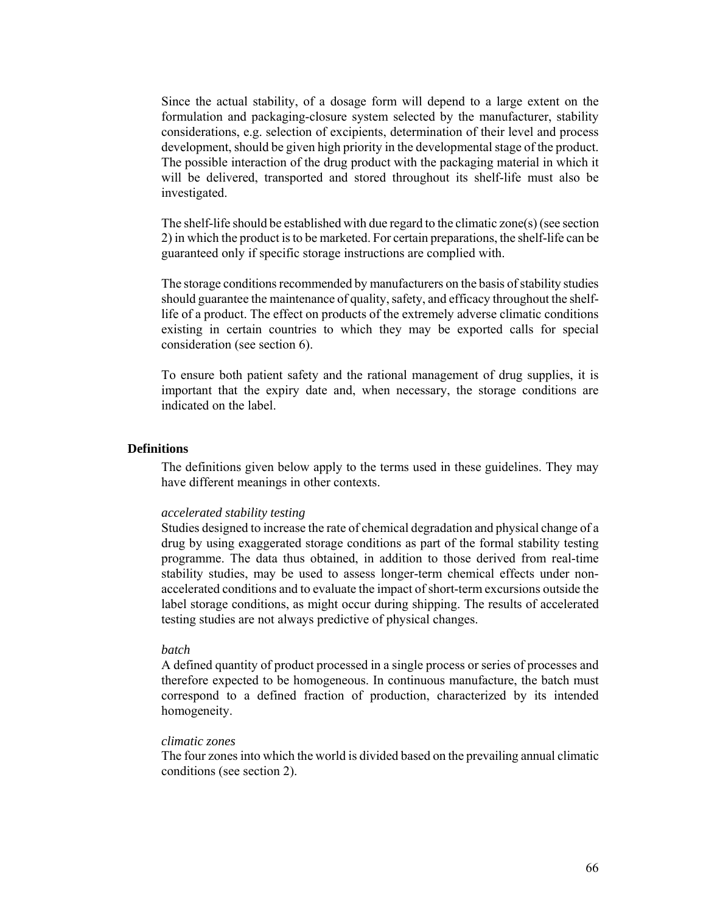Since the actual stability, of a dosage form will depend to a large extent on the formulation and packaging-closure system selected by the manufacturer, stability considerations, e.g. selection of excipients, determination of their level and process development, should be given high priority in the developmental stage of the product. The possible interaction of the drug product with the packaging material in which it will be delivered, transported and stored throughout its shelf-life must also be investigated.

The shelf-life should be established with due regard to the climatic zone(s) (see section 2) in which the product is to be marketed. For certain preparations, the shelf-life can be guaranteed only if specific storage instructions are complied with.

The storage conditions recommended by manufacturers on the basis of stability studies should guarantee the maintenance of quality, safety, and efficacy throughout the shelf-life of a product. The effect on products of the extremely adverse climatic conditions existing in certain countries to which they may be exported calls for special consideration (see section 6).

To ensure both patient safety and the rational management of drug supplies, it is important that the expiry date and, when necessary, the storage conditions are indicated on the label.

## Definitions

The definitions given below apply to the terms used in these guidelines. They may have different meanings in other contexts.

*accelerated stability testing*
Studies designed to increase the rate of chemical degradation and physical change of a drug by using exaggerated storage conditions as part of the formal stability testing programme. The data thus obtained, in addition to those derived from real-time stability studies, may be used to assess longer-term chemical effects under non-accelerated conditions and to evaluate the impact of short-term excursions outside the label storage conditions, as might occur during shipping. The results of accelerated testing studies are not always predictive of physical changes.

*batch*
A defined quantity of product processed in a single process or series of processes and therefore expected to be homogeneous. In continuous manufacture, the batch must correspond to a defined fraction of production, characterized by its intended homogeneity.

*climatic zones*
The four zones into which the world is divided based on the prevailing annual climatic conditions (see section 2).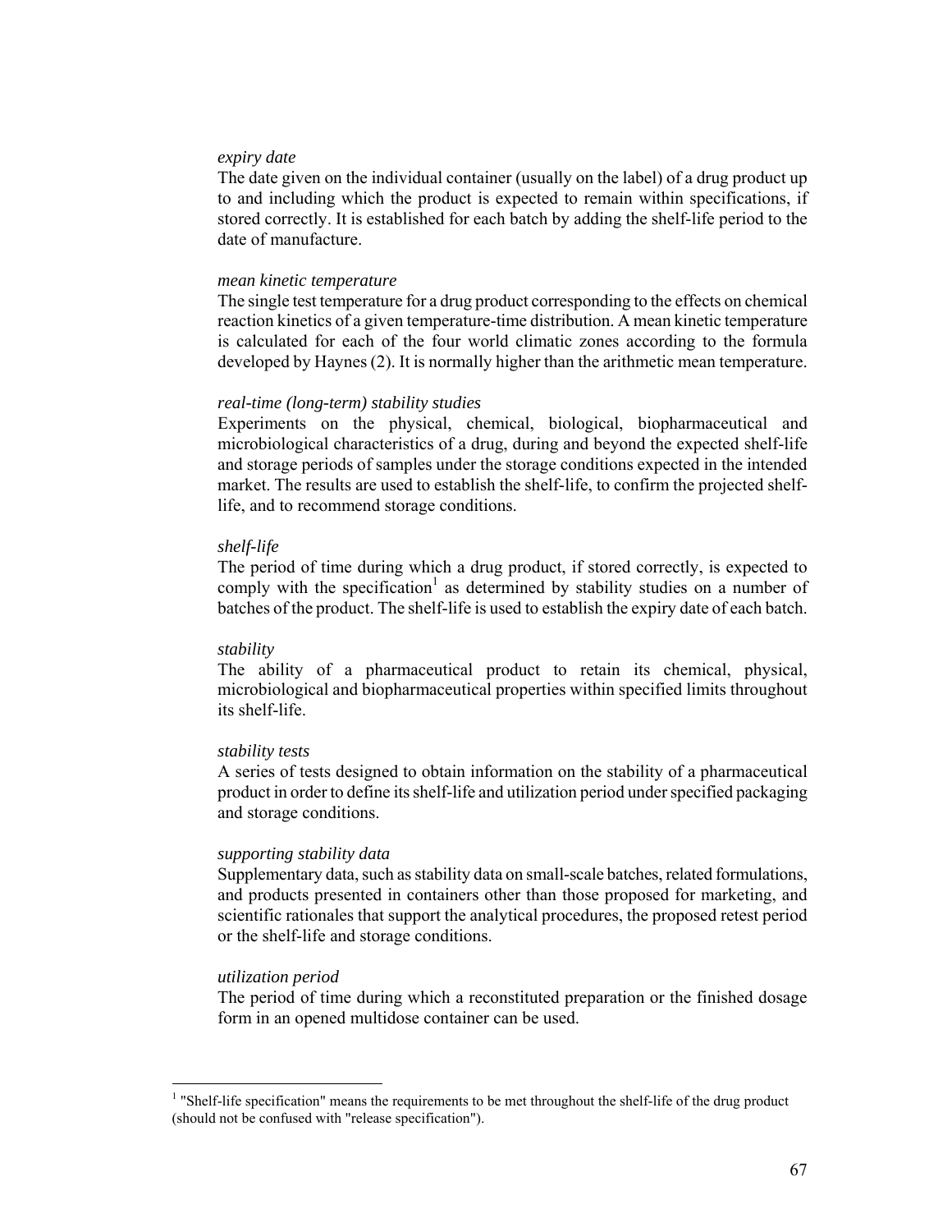*expiry date*

The date given on the individual container (usually on the label) of a drug product up to and including which the product is expected to remain within specifications, if stored correctly. It is established for each batch by adding the shelf-life period to the date of manufacture.

*mean kinetic temperature*

The single test temperature for a drug product corresponding to the effects on chemical reaction kinetics of a given temperature-time distribution. A mean kinetic temperature is calculated for each of the four world climatic zones according to the formula developed by Haynes (2). It is normally higher than the arithmetic mean temperature.

*real-time (long-term) stability studies*

Experiments on the physical, chemical, biological, biopharmaceutical and microbiological characteristics of a drug, during and beyond the expected shelf-life and storage periods of samples under the storage conditions expected in the intended market. The results are used to establish the shelf-life, to confirm the projected shelf-life, and to recommend storage conditions.

*shelf-life*

The period of time during which a drug product, if stored correctly, is expected to comply with the specification[1] as determined by stability studies on a number of batches of the product. The shelf-life is used to establish the expiry date of each batch.

*stability*

The ability of a pharmaceutical product to retain its chemical, physical, microbiological and biopharmaceutical properties within specified limits throughout its shelf-life.

*stability tests*

A series of tests designed to obtain information on the stability of a pharmaceutical product in order to define its shelf-life and utilization period under specified packaging and storage conditions.

*supporting stability data*

Supplementary data, such as stability data on small-scale batches, related formulations, and products presented in containers other than those proposed for marketing, and scientific rationales that support the analytical procedures, the proposed retest period or the shelf-life and storage conditions.

*utilization period*

The period of time during which a reconstituted preparation or the finished dosage form in an opened multidose container can be used.

---

[1] "Shelf-life specification" means the requirements to be met throughout the shelf-life of the drug product (should not be confused with "release specification").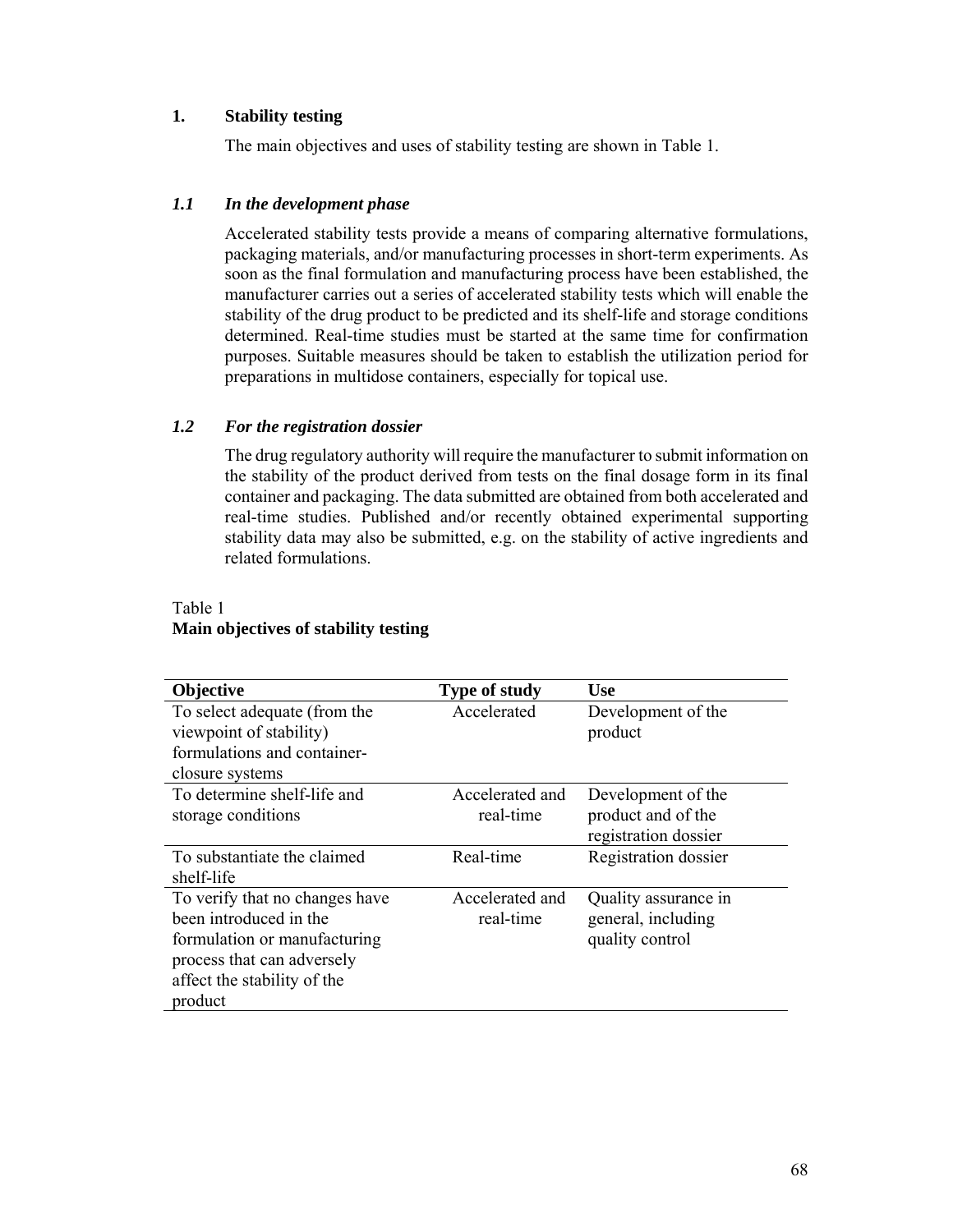## 1. Stability testing

The main objectives and uses of stability testing are shown in Table 1.

### *1.1 In the development phase*

Accelerated stability tests provide a means of comparing alternative formulations, packaging materials, and/or manufacturing processes in short-term experiments. As soon as the final formulation and manufacturing process have been established, the manufacturer carries out a series of accelerated stability tests which will enable the stability of the drug product to be predicted and its shelf-life and storage conditions determined. Real-time studies must be started at the same time for confirmation purposes. Suitable measures should be taken to establish the utilization period for preparations in multidose containers, especially for topical use.

### *1.2 For the registration dossier*

The drug regulatory authority will require the manufacturer to submit information on the stability of the product derived from tests on the final dosage form in its final container and packaging. The data submitted are obtained from both accelerated and real-time studies. Published and/or recently obtained experimental supporting stability data may also be submitted, e.g. on the stability of active ingredients and related formulations.

Table 1
**Main objectives of stability testing**

| Objective | Type of study | Use |
|---|---|---|
| To select adequate (from the viewpoint of stability) formulations and container-closure systems | Accelerated | Development of the product |
| To determine shelf-life and storage conditions | Accelerated and real-time | Development of the product and of the registration dossier |
| To substantiate the claimed shelf-life | Real-time | Registration dossier |
| To verify that no changes have been introduced in the formulation or manufacturing process that can adversely affect the stability of the product | Accelerated and real-time | Quality assurance in general, including quality control |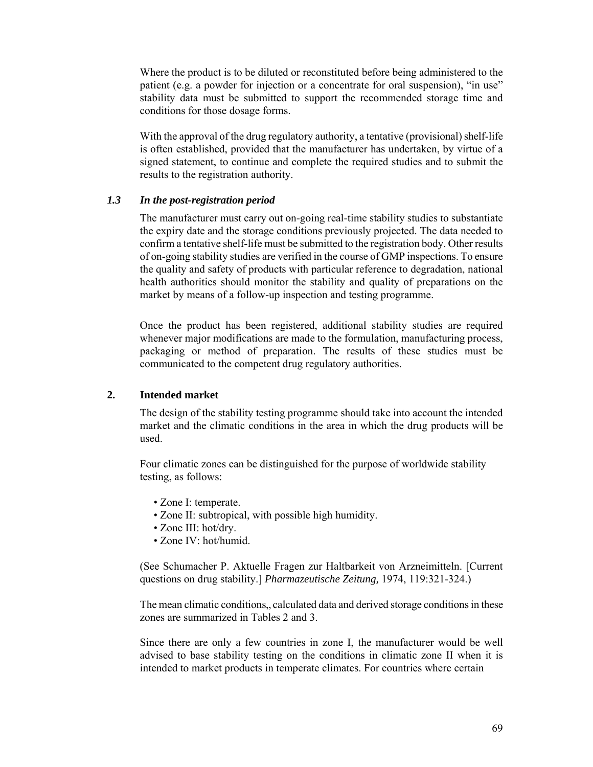Where the product is to be diluted or reconstituted before being administered to the patient (e.g. a powder for injection or a concentrate for oral suspension), "in use" stability data must be submitted to support the recommended storage time and conditions for those dosage forms.

With the approval of the drug regulatory authority, a tentative (provisional) shelf-life is often established, provided that the manufacturer has undertaken, by virtue of a signed statement, to continue and complete the required studies and to submit the results to the registration authority.

### *1.3 In the post-registration period*

The manufacturer must carry out on-going real-time stability studies to substantiate the expiry date and the storage conditions previously projected. The data needed to confirm a tentative shelf-life must be submitted to the registration body. Other results of on-going stability studies are verified in the course of GMP inspections. To ensure the quality and safety of products with particular reference to degradation, national health authorities should monitor the stability and quality of preparations on the market by means of a follow-up inspection and testing programme.

Once the product has been registered, additional stability studies are required whenever major modifications are made to the formulation, manufacturing process, packaging or method of preparation. The results of these studies must be communicated to the competent drug regulatory authorities.

## 2. Intended market

The design of the stability testing programme should take into account the intended market and the climatic conditions in the area in which the drug products will be used.

Four climatic zones can be distinguished for the purpose of worldwide stability testing, as follows:

- Zone I: temperate.
- Zone II: subtropical, with possible high humidity.
- Zone III: hot/dry.
- Zone IV: hot/humid.

(See Schumacher P. Aktuelle Fragen zur Haltbarkeit von Arzneimitteln. [Current questions on drug stability.] *Pharmazeutische Zeitung,* 1974, 119:321-324.)

The mean climatic conditions,, calculated data and derived storage conditions in these zones are summarized in Tables 2 and 3.

Since there are only a few countries in zone I, the manufacturer would be well advised to base stability testing on the conditions in climatic zone II when it is intended to market products in temperate climates. For countries where certain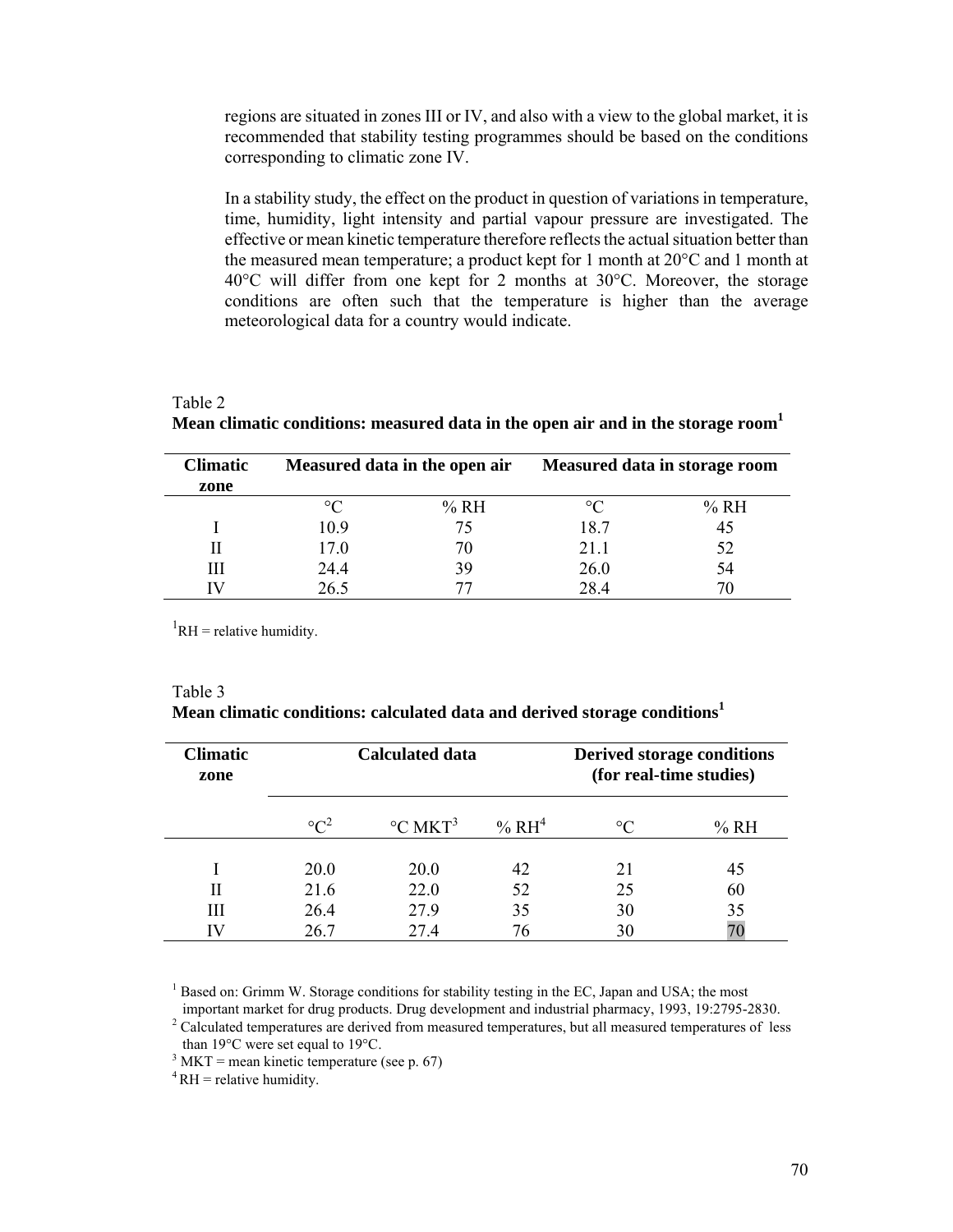regions are situated in zones III or IV, and also with a view to the global market, it is recommended that stability testing programmes should be based on the conditions corresponding to climatic zone IV.

In a stability study, the effect on the product in question of variations in temperature, time, humidity, light intensity and partial vapour pressure are investigated. The effective or mean kinetic temperature therefore reflects the actual situation better than the measured mean temperature; a product kept for 1 month at 20°C and 1 month at 40°C will differ from one kept for 2 months at 30°C. Moreover, the storage conditions are often such that the temperature is higher than the average meteorological data for a country would indicate.

Table 2

**Mean climatic conditions: measured data in the open air and in the storage room[1]**

| Climatic zone | Measured data in the open air | | Measured data in storage room | |
|---|---|---|---|---|
| | °C | % RH | °C | % RH |
| I | 10.9 | 75 | 18.7 | 45 |
| II | 17.0 | 70 | 21.1 | 52 |
| III | 24.4 | 39 | 26.0 | 54 |
| IV | 26.5 | 77 | 28.4 | 70 |

[1]RH = relative humidity.

Table 3

**Mean climatic conditions: calculated data and derived storage conditions[1]**

| Climatic zone | Calculated data | | | Derived storage conditions (for real-time studies) | |
|---|---|---|---|---|---|
| | °C[2] | °C MKT[3] | % RH[4] | °C | % RH |
| I | 20.0 | 20.0 | 42 | 21 | 45 |
| II | 21.6 | 22.0 | 52 | 25 | 60 |
| III | 26.4 | 27.9 | 35 | 30 | 35 |
| IV | 26.7 | 27.4 | 76 | 30 | 70 |

[1] Based on: Grimm W. Storage conditions for stability testing in the EC, Japan and USA; the most important market for drug products. Drug development and industrial pharmacy, 1993, 19:2795-2830.

[2] Calculated temperatures are derived from measured temperatures, but all measured temperatures of less than 19°C were set equal to 19°C.

[3] MKT = mean kinetic temperature (see p. 67)

[4] RH = relative humidity.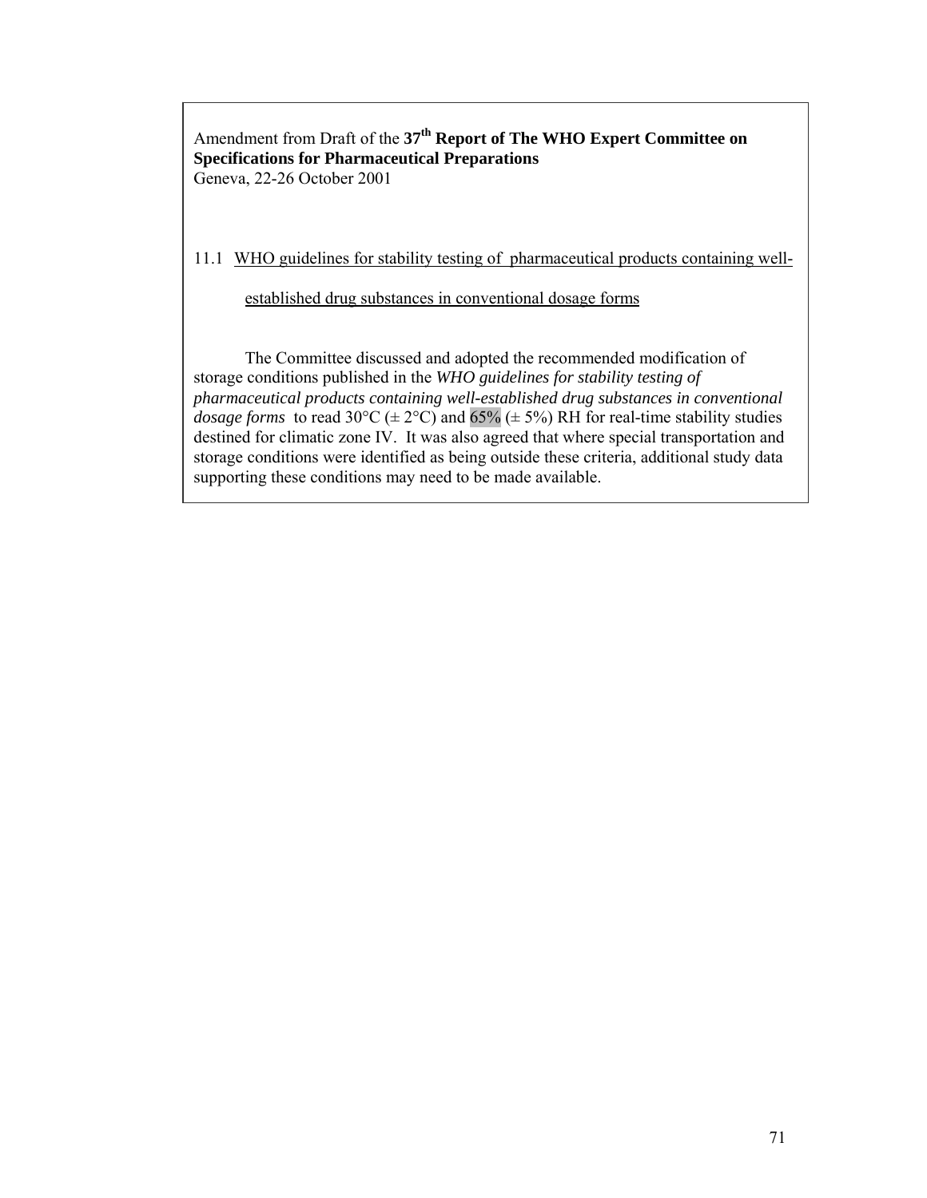Amendment from Draft of the **37th Report of The WHO Expert Committee on Specifications for Pharmaceutical Preparations**
Geneva, 22-26 October 2001

11.1 WHO guidelines for stability testing of pharmaceutical products containing well-established drug substances in conventional dosage forms

The Committee discussed and adopted the recommended modification of storage conditions published in the *WHO guidelines for stability testing of pharmaceutical products containing well-established drug substances in conventional dosage forms* to read 30°C (± 2°C) and 65% (± 5%) RH for real-time stability studies destined for climatic zone IV. It was also agreed that where special transportation and storage conditions were identified as being outside these criteria, additional study data supporting these conditions may need to be made available.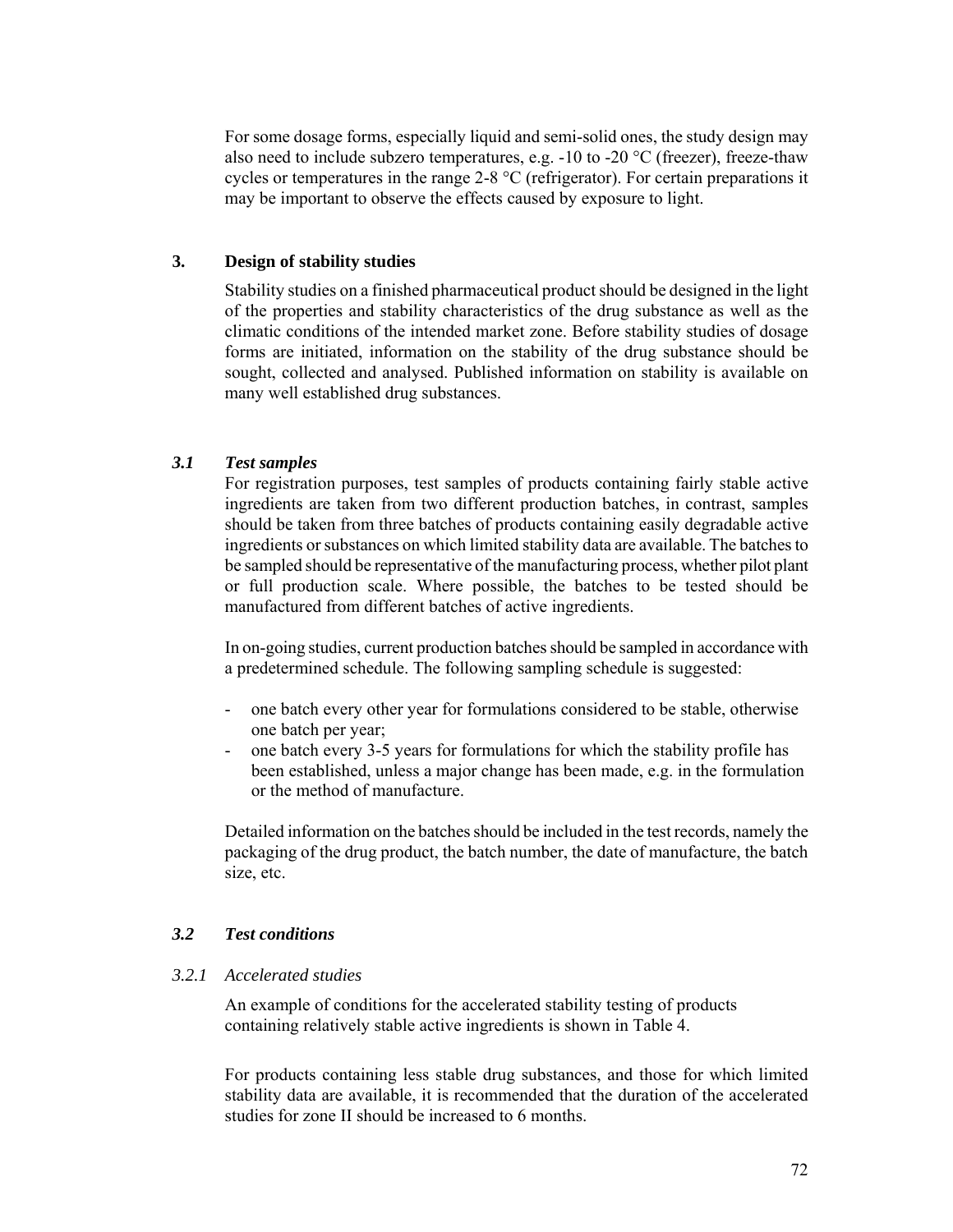For some dosage forms, especially liquid and semi-solid ones, the study design may also need to include subzero temperatures, e.g. -10 to -20 °C (freezer), freeze-thaw cycles or temperatures in the range 2-8 °C (refrigerator). For certain preparations it may be important to observe the effects caused by exposure to light.

## 3. Design of stability studies

Stability studies on a finished pharmaceutical product should be designed in the light of the properties and stability characteristics of the drug substance as well as the climatic conditions of the intended market zone. Before stability studies of dosage forms are initiated, information on the stability of the drug substance should be sought, collected and analysed. Published information on stability is available on many well established drug substances.

### *3.1 Test samples*

For registration purposes, test samples of products containing fairly stable active ingredients are taken from two different production batches, in contrast, samples should be taken from three batches of products containing easily degradable active ingredients or substances on which limited stability data are available. The batches to be sampled should be representative of the manufacturing process, whether pilot plant or full production scale. Where possible, the batches to be tested should be manufactured from different batches of active ingredients.

In on-going studies, current production batches should be sampled in accordance with a predetermined schedule. The following sampling schedule is suggested:

- one batch every other year for formulations considered to be stable, otherwise one batch per year;
- one batch every 3-5 years for formulations for which the stability profile has been established, unless a major change has been made, e.g. in the formulation or the method of manufacture.

Detailed information on the batches should be included in the test records, namely the packaging of the drug product, the batch number, the date of manufacture, the batch size, etc.

### *3.2 Test conditions*

#### *3.2.1 Accelerated studies*

An example of conditions for the accelerated stability testing of products containing relatively stable active ingredients is shown in Table 4.

For products containing less stable drug substances, and those for which limited stability data are available, it is recommended that the duration of the accelerated studies for zone II should be increased to 6 months.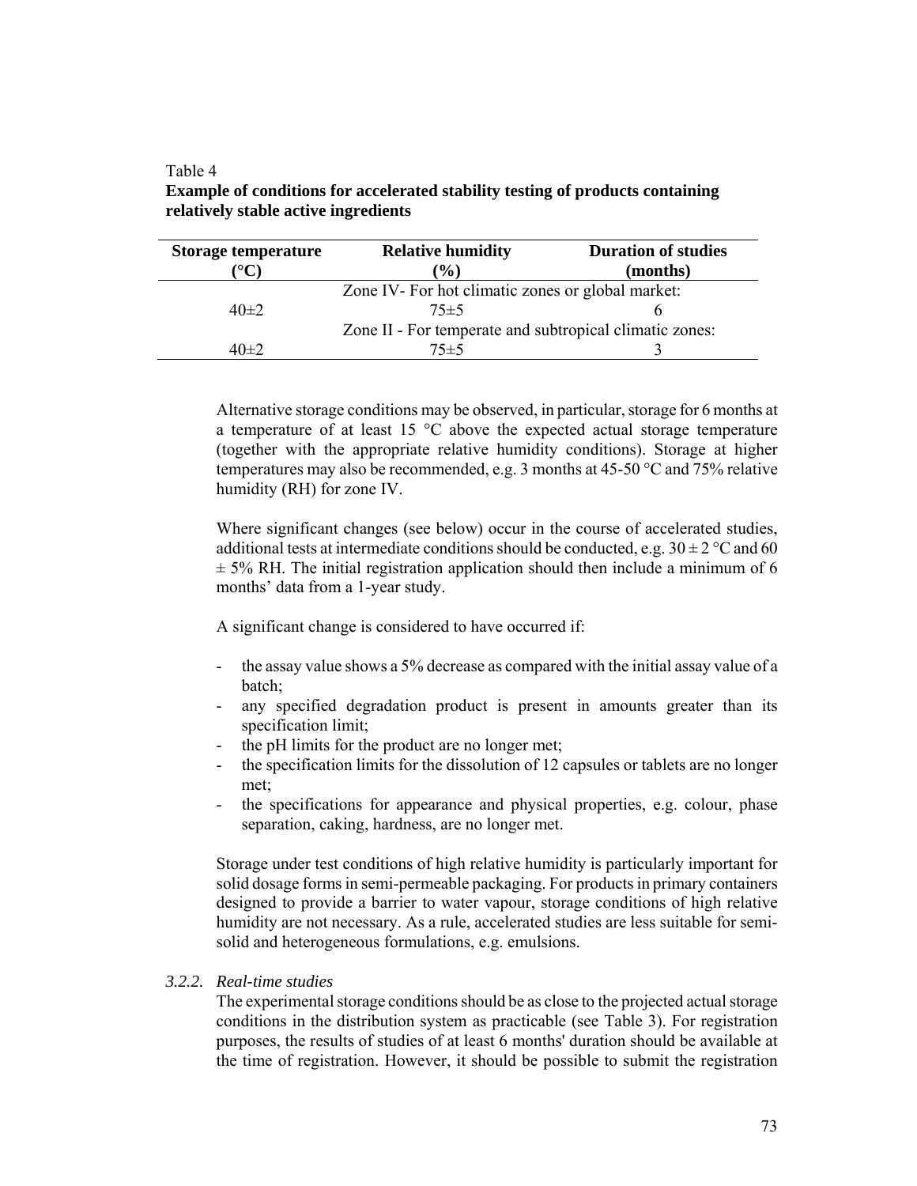Table 4

**Example of conditions for accelerated stability testing of products containing relatively stable active ingredients**

| Storage temperature (°C) | Relative humidity (%) | Duration of studies (months) |
|---|---|---|
| | Zone IV- For hot climatic zones or global market: | |
| 40±2 | 75±5 | 6 |
| | Zone II - For temperate and subtropical climatic zones: | |
| 40±2 | 75±5 | 3 |

Alternative storage conditions may be observed, in particular, storage for 6 months at a temperature of at least 15 °C above the expected actual storage temperature (together with the appropriate relative humidity conditions). Storage at higher temperatures may also be recommended, e.g. 3 months at 45-50 °C and 75% relative humidity (RH) for zone IV.

Where significant changes (see below) occur in the course of accelerated studies, additional tests at intermediate conditions should be conducted, e.g. 30 ± 2 °C and 60 ± 5% RH. The initial registration application should then include a minimum of 6 months' data from a 1-year study.

A significant change is considered to have occurred if:

- the assay value shows a 5% decrease as compared with the initial assay value of a batch;
- any specified degradation product is present in amounts greater than its specification limit;
- the pH limits for the product are no longer met;
- the specification limits for the dissolution of 12 capsules or tablets are no longer met;
- the specifications for appearance and physical properties, e.g. colour, phase separation, caking, hardness, are no longer met.

Storage under test conditions of high relative humidity is particularly important for solid dosage forms in semi-permeable packaging. For products in primary containers designed to provide a barrier to water vapour, storage conditions of high relative humidity are not necessary. As a rule, accelerated studies are less suitable for semi-solid and heterogeneous formulations, e.g. emulsions.

### *3.2.2. Real-time studies*

The experimental storage conditions should be as close to the projected actual storage conditions in the distribution system as practicable (see Table 3). For registration purposes, the results of studies of at least 6 months' duration should be available at the time of registration. However, it should be possible to submit the registration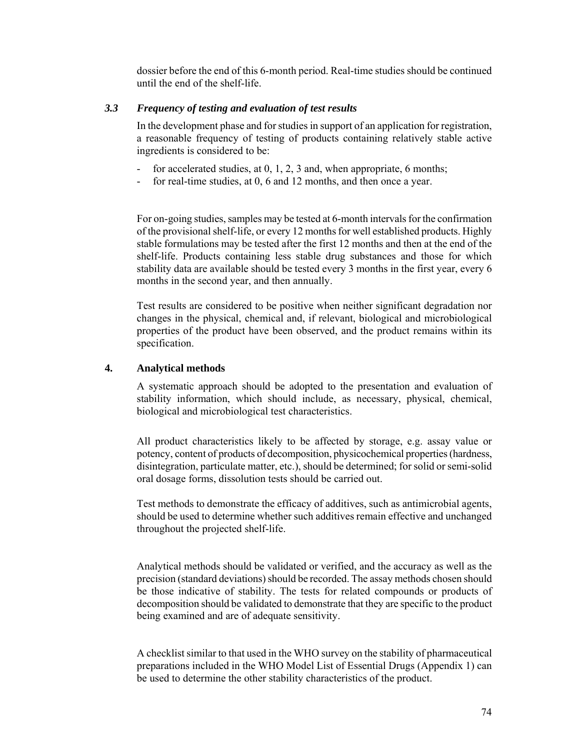dossier before the end of this 6-month period. Real-time studies should be continued until the end of the shelf-life.

### *3.3 Frequency of testing and evaluation of test results*

In the development phase and for studies in support of an application for registration, a reasonable frequency of testing of products containing relatively stable active ingredients is considered to be:

- for accelerated studies, at 0, 1, 2, 3 and, when appropriate, 6 months;
- for real-time studies, at 0, 6 and 12 months, and then once a year.

For on-going studies, samples may be tested at 6-month intervals for the confirmation of the provisional shelf-life, or every 12 months for well established products. Highly stable formulations may be tested after the first 12 months and then at the end of the shelf-life. Products containing less stable drug substances and those for which stability data are available should be tested every 3 months in the first year, every 6 months in the second year, and then annually.

Test results are considered to be positive when neither significant degradation nor changes in the physical, chemical and, if relevant, biological and microbiological properties of the product have been observed, and the product remains within its specification.

## 4. Analytical methods

A systematic approach should be adopted to the presentation and evaluation of stability information, which should include, as necessary, physical, chemical, biological and microbiological test characteristics.

All product characteristics likely to be affected by storage, e.g. assay value or potency, content of products of decomposition, physicochemical properties (hardness, disintegration, particulate matter, etc.), should be determined; for solid or semi-solid oral dosage forms, dissolution tests should be carried out.

Test methods to demonstrate the efficacy of additives, such as antimicrobial agents, should be used to determine whether such additives remain effective and unchanged throughout the projected shelf-life.

Analytical methods should be validated or verified, and the accuracy as well as the precision (standard deviations) should be recorded. The assay methods chosen should be those indicative of stability. The tests for related compounds or products of decomposition should be validated to demonstrate that they are specific to the product being examined and are of adequate sensitivity.

A checklist similar to that used in the WHO survey on the stability of pharmaceutical preparations included in the WHO Model List of Essential Drugs (Appendix 1) can be used to determine the other stability characteristics of the product.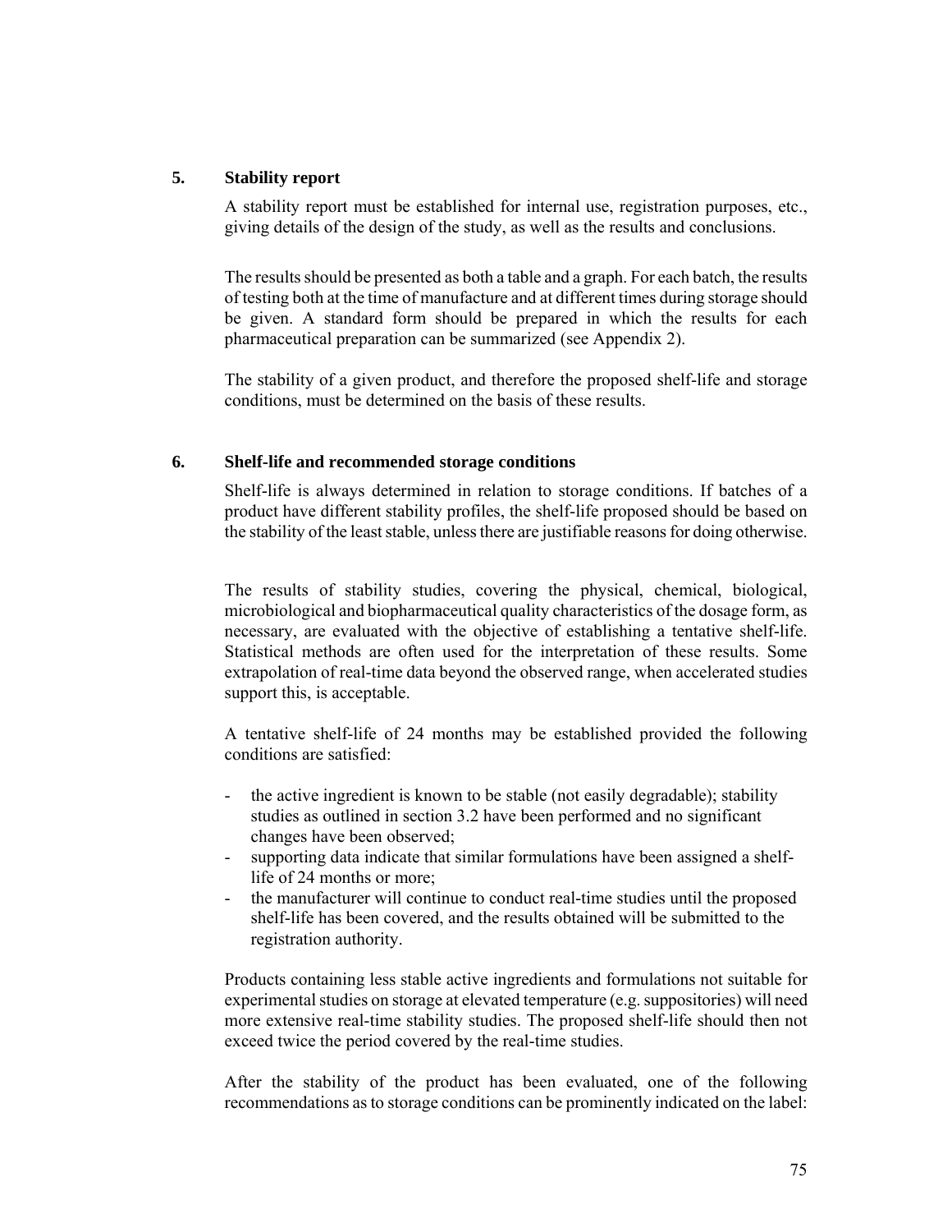## 5. Stability report

A stability report must be established for internal use, registration purposes, etc., giving details of the design of the study, as well as the results and conclusions.

The results should be presented as both a table and a graph. For each batch, the results of testing both at the time of manufacture and at different times during storage should be given. A standard form should be prepared in which the results for each pharmaceutical preparation can be summarized (see Appendix 2).

The stability of a given product, and therefore the proposed shelf-life and storage conditions, must be determined on the basis of these results.

## 6. Shelf-life and recommended storage conditions

Shelf-life is always determined in relation to storage conditions. If batches of a product have different stability profiles, the shelf-life proposed should be based on the stability of the least stable, unless there are justifiable reasons for doing otherwise.

The results of stability studies, covering the physical, chemical, biological, microbiological and biopharmaceutical quality characteristics of the dosage form, as necessary, are evaluated with the objective of establishing a tentative shelf-life. Statistical methods are often used for the interpretation of these results. Some extrapolation of real-time data beyond the observed range, when accelerated studies support this, is acceptable.

A tentative shelf-life of 24 months may be established provided the following conditions are satisfied:

- the active ingredient is known to be stable (not easily degradable); stability studies as outlined in section 3.2 have been performed and no significant changes have been observed;
- supporting data indicate that similar formulations have been assigned a shelf-life of 24 months or more;
- the manufacturer will continue to conduct real-time studies until the proposed shelf-life has been covered, and the results obtained will be submitted to the registration authority.

Products containing less stable active ingredients and formulations not suitable for experimental studies on storage at elevated temperature (e.g. suppositories) will need more extensive real-time stability studies. The proposed shelf-life should then not exceed twice the period covered by the real-time studies.

After the stability of the product has been evaluated, one of the following recommendations as to storage conditions can be prominently indicated on the label: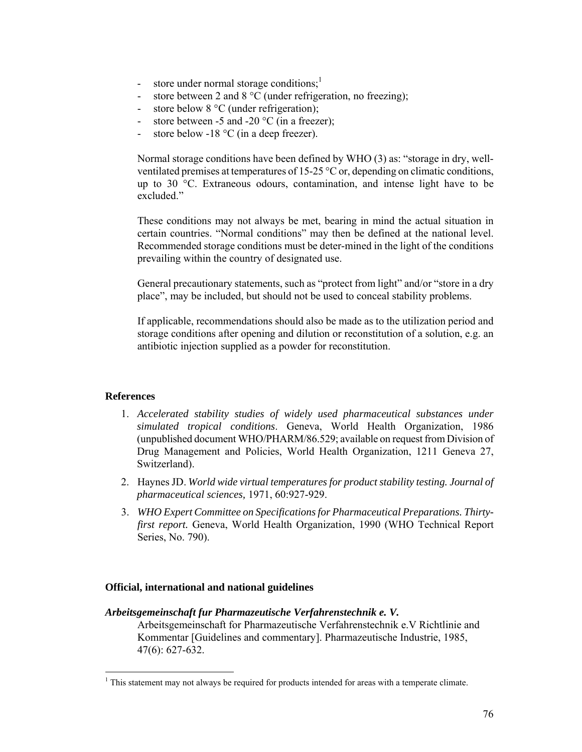- store under normal storage conditions;[1]
- store between 2 and 8 °C (under refrigeration, no freezing);
- store below 8 °C (under refrigeration);
- store between -5 and -20 °C (in a freezer);
- store below -18 °C (in a deep freezer).

Normal storage conditions have been defined by WHO (3) as: "storage in dry, well-ventilated premises at temperatures of 15-25 °C or, depending on climatic conditions, up to 30 °C. Extraneous odours, contamination, and intense light have to be excluded."

These conditions may not always be met, bearing in mind the actual situation in certain countries. "Normal conditions" may then be defined at the national level. Recommended storage conditions must be deter-mined in the light of the conditions prevailing within the country of designated use.

General precautionary statements, such as "protect from light" and/or "store in a dry place", may be included, but should not be used to conceal stability problems.

If applicable, recommendations should also be made as to the utilization period and storage conditions after opening and dilution or reconstitution of a solution, e.g. an antibiotic injection supplied as a powder for reconstitution.

## References

1. *Accelerated stability studies of widely used pharmaceutical substances under simulated tropical conditions*. Geneva, World Health Organization, 1986 (unpublished document WHO/PHARM/86.529; available on request from Division of Drug Management and Policies, World Health Organization, 1211 Geneva 27, Switzerland).
2. Haynes JD. *World wide virtual temperatures for product stability testing. Journal of pharmaceutical sciences,* 1971, 60:927-929.
3. *WHO Expert Committee on Specifications for Pharmaceutical Preparations. Thirty-first report.* Geneva, World Health Organization, 1990 (WHO Technical Report Series, No. 790).

## Official, international and national guidelines

***Arbeitsgemeinschaft fur Pharmazeutische Verfahrenstechnik e. V.***

Arbeitsgemeinschaft for Pharmazeutische Verfahrenstechnik e.V Richtlinie and Kommentar [Guidelines and commentary]. Pharmazeutische Industrie, 1985, 47(6): 627-632.

[1] This statement may not always be required for products intended for areas with a temperate climate.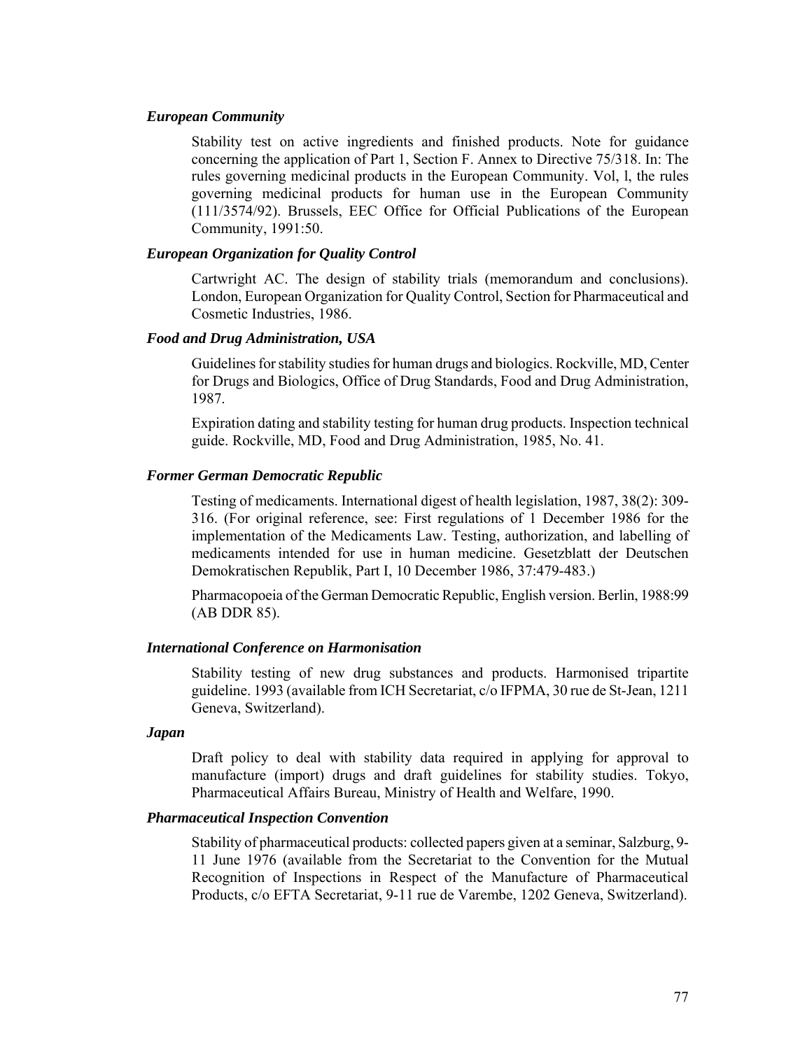*European Community*

Stability test on active ingredients and finished products. Note for guidance concerning the application of Part 1, Section F. Annex to Directive 75/318. In: The rules governing medicinal products in the European Community. Vol, l, the rules governing medicinal products for human use in the European Community (111/3574/92). Brussels, EEC Office for Official Publications of the European Community, 1991:50.

*European Organization for Quality Control*

Cartwright AC. The design of stability trials (memorandum and conclusions). London, European Organization for Quality Control, Section for Pharmaceutical and Cosmetic Industries, 1986.

*Food and Drug Administration, USA*

Guidelines for stability studies for human drugs and biologics. Rockville, MD, Center for Drugs and Biologics, Office of Drug Standards, Food and Drug Administration, 1987.

Expiration dating and stability testing for human drug products. Inspection technical guide. Rockville, MD, Food and Drug Administration, 1985, No. 41.

*Former German Democratic Republic*

Testing of medicaments. International digest of health legislation, 1987, 38(2): 309-316. (For original reference, see: First regulations of 1 December 1986 for the implementation of the Medicaments Law. Testing, authorization, and labelling of medicaments intended for use in human medicine. Gesetzblatt der Deutschen Demokratischen Republik, Part I, 10 December 1986, 37:479-483.)

Pharmacopoeia of the German Democratic Republic, English version. Berlin, 1988:99 (AB DDR 85).

*International Conference on Harmonisation*

Stability testing of new drug substances and products. Harmonised tripartite guideline. 1993 (available from ICH Secretariat, c/o IFPMA, 30 rue de St-Jean, 1211 Geneva, Switzerland).

*Japan*

Draft policy to deal with stability data required in applying for approval to manufacture (import) drugs and draft guidelines for stability studies. Tokyo, Pharmaceutical Affairs Bureau, Ministry of Health and Welfare, 1990.

*Pharmaceutical Inspection Convention*

Stability of pharmaceutical products: collected papers given at a seminar, Salzburg, 9-11 June 1976 (available from the Secretariat to the Convention for the Mutual Recognition of Inspections in Respect of the Manufacture of Pharmaceutical Products, c/o EFTA Secretariat, 9-11 rue de Varembe, 1202 Geneva, Switzerland).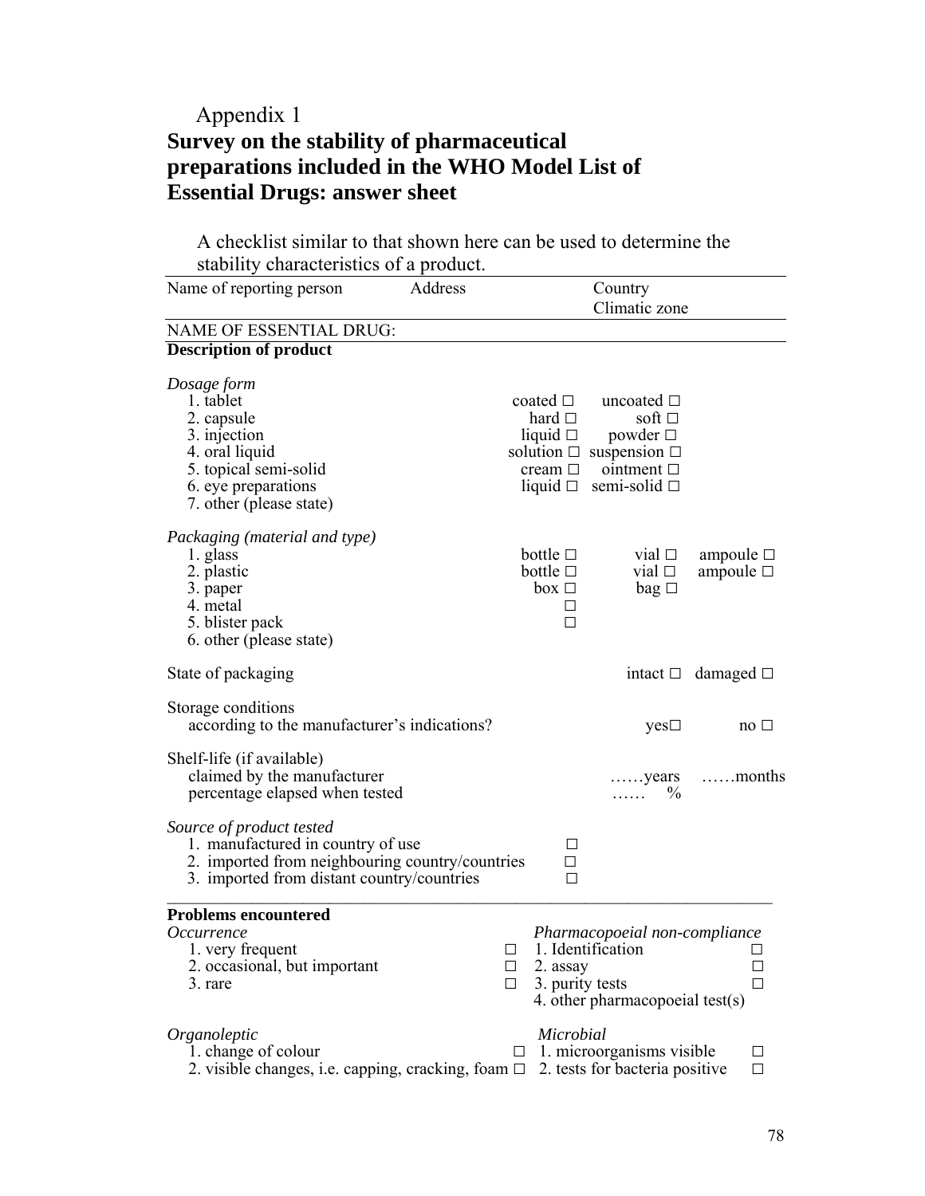Appendix 1

# Survey on the stability of pharmaceutical preparations included in the WHO Model List of Essential Drugs: answer sheet

A checklist similar to that shown here can be used to determine the stability characteristics of a product.

| Name of reporting person | Address | Country<br>Climatic zone |
|---|---|---|

NAME OF ESSENTIAL DRUG:

**Description of product**

*Dosage form*

| | | | |
|---|---|---|---|
| 1. tablet | coated □ | uncoated □ | |
| 2. capsule | hard □ | soft □ | |
| 3. injection | liquid □ | powder □ | |
| 4. oral liquid | solution □ | suspension □ | |
| 5. topical semi-solid | cream □ | ointment □ | |
| 6. eye preparations | liquid □ | semi-solid □ | |
| 7. other (please state) | | | |

*Packaging (material and type)*

| | | | |
|---|---|---|---|
| 1. glass | bottle □ | vial □ | ampoule □ |
| 2. plastic | bottle □ | vial □ | ampoule □ |
| 3. paper | box □ | bag □ | |
| 4. metal | □ | | |
| 5. blister pack | □ | | |
| 6. other (please state) | | | |

State of packaging intact □ damaged □

Storage conditions
according to the manufacturer's indications? yes□ no □

Shelf-life (if available)
claimed by the manufacturer ……years ……months
percentage elapsed when tested …… %

*Source of product tested*

1. manufactured in country of use □
2. imported from neighbouring country/countries □
3. imported from distant country/countries □

**Problems encountered**

*Occurrence*

1. very frequent □
2. occasional, but important □
3. rare □

*Pharmacopoeial non-compliance*

1. Identification □
2. assay □
3. purity tests □
4. other pharmacopoeial test(s)

*Organoleptic*

1. change of colour □
2. visible changes, i.e. capping, cracking, foam □

*Microbial*

1. microorganisms visible □
2. tests for bacteria positive □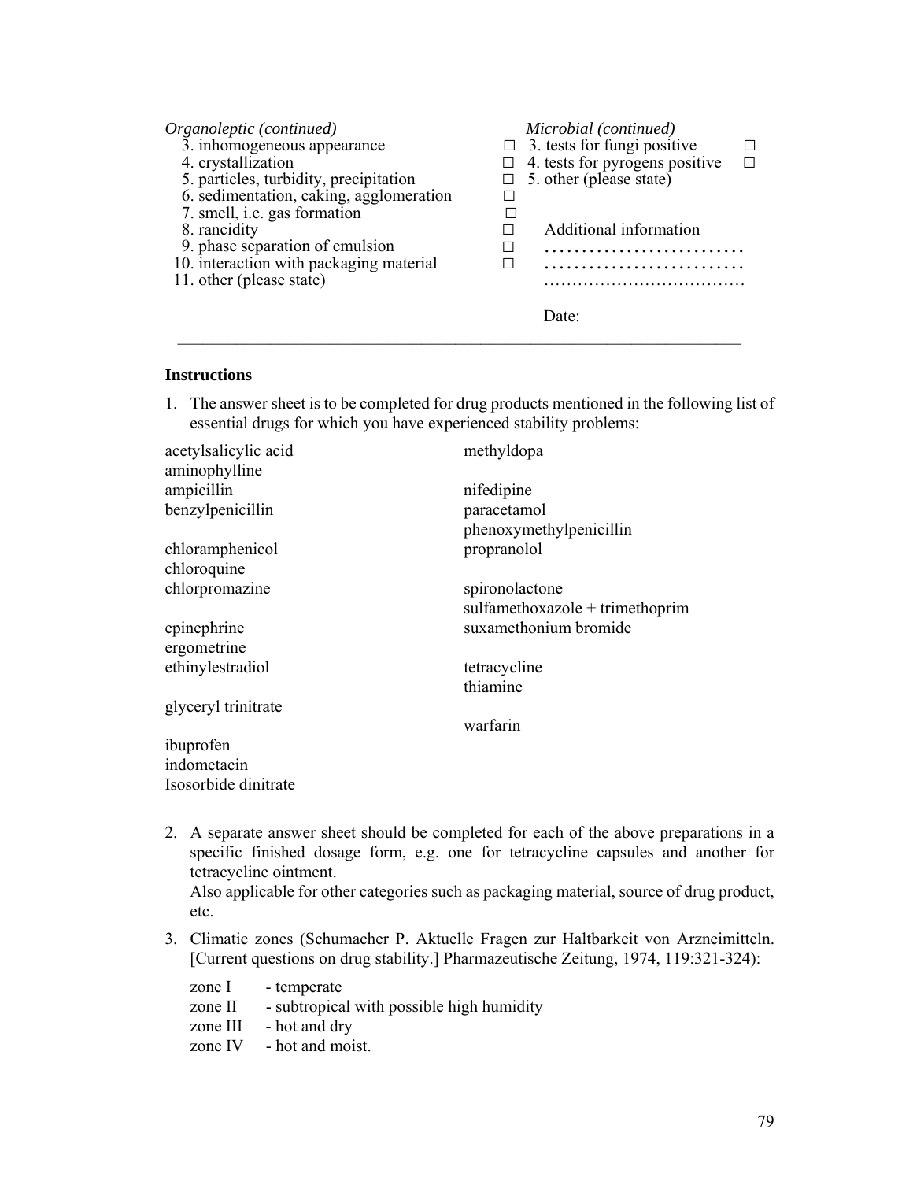*Organoleptic (continued)*

3. inhomogeneous appearance ☐
4. crystallization ☐
5. particles, turbidity, precipitation ☐
6. sedimentation, caking, agglomeration ☐
7. smell, i.e. gas formation ☐
8. rancidity ☐
9. phase separation of emulsion ☐
10. interaction with packaging material ☐
11. other (please state)

*Microbial (continued)*

3. tests for fungi positive ☐
4. tests for pyrogens positive ☐
5. other (please state)

Additional information

...........................

...........................

...................................

Date:

---

**Instructions**

1. The answer sheet is to be completed for drug products mentioned in the following list of essential drugs for which you have experienced stability problems:

| | |
|---|---|
| acetylsalicylic acid | methyldopa |
| aminophylline | |
| ampicillin | nifedipine |
| benzylpenicillin | paracetamol |
| | phenoxymethylpenicillin |
| chloramphenicol | propranolol |
| chloroquine | |
| chlorpromazine | spironolactone |
| | sulfamethoxazole + trimethoprim |
| epinephrine | suxamethonium bromide |
| ergometrine | |
| ethinylestradiol | tetracycline |
| | thiamine |
| glyceryl trinitrate | |
| | warfarin |
| ibuprofen | |
| indometacin | |
| Isosorbide dinitrate | |

2. A separate answer sheet should be completed for each of the above preparations in a specific finished dosage form, e.g. one for tetracycline capsules and another for tetracycline ointment.
   Also applicable for other categories such as packaging material, source of drug product, etc.

3. Climatic zones (Schumacher P. Aktuelle Fragen zur Haltbarkeit von Arzneimitteln. [Current questions on drug stability.] Pharmazeutische Zeitung, 1974, 119:321-324):

   zone I - temperate
   zone II - subtropical with possible high humidity
   zone III - hot and dry
   zone IV - hot and moist.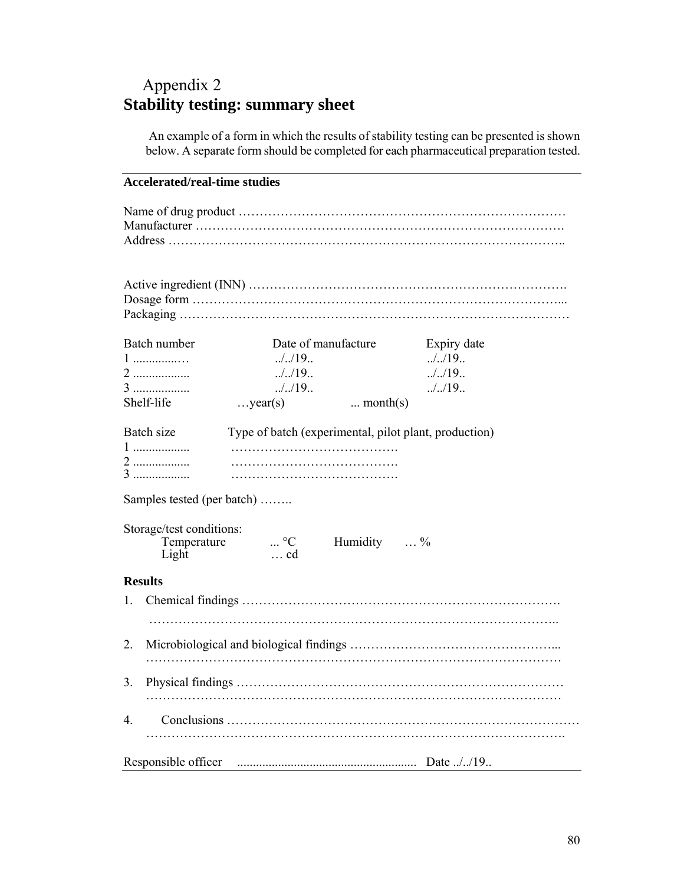# Appendix 2
## Stability testing: summary sheet

An example of a form in which the results of stability testing can be presented is shown below. A separate form should be completed for each pharmaceutical preparation tested.

---

**Accelerated/real-time studies**

Name of drug product ……………………………………………………………………
Manufacturer …………………………………………………………………………….
Address ………………………………………………………………………………..

Active ingredient (INN) ………………………………………………………………….
Dosage form …………………………………………………………………………...
Packaging ………………………………………………………………………………

| Batch number | Date of manufacture | Expiry date |
|---|---|---|
| 1 ...............… | ../../19.. | ../../19.. |
| 2 .................. | ../../19.. | ../../19.. |
| 3 .................. | ../../19.. | ../../19.. |

Shelf-life …year(s) ... month(s)

| Batch size | Type of batch (experimental, pilot plant, production) |
|---|---|
| 1 .................. | …………………………………. |
| 2 .................. | …………………………………. |
| 3 .................. | …………………………………. |

Samples tested (per batch) ……..

Storage/test conditions:
Temperature ... °C Humidity … %
Light … cd

**Results**

1. Chemical findings ……………………………………………………………………….
………………………………………………………………………………………..
2. Microbiological and biological findings ………………………………………………...
………………………………………………………………………………………
3. Physical findings ……………………………………………………………………
………………………………………………………………………………………
4. Conclusions …………………………………………………………………………
……………………………………………………………………………………….

Responsible officer ......................................................... Date ../../19..

---